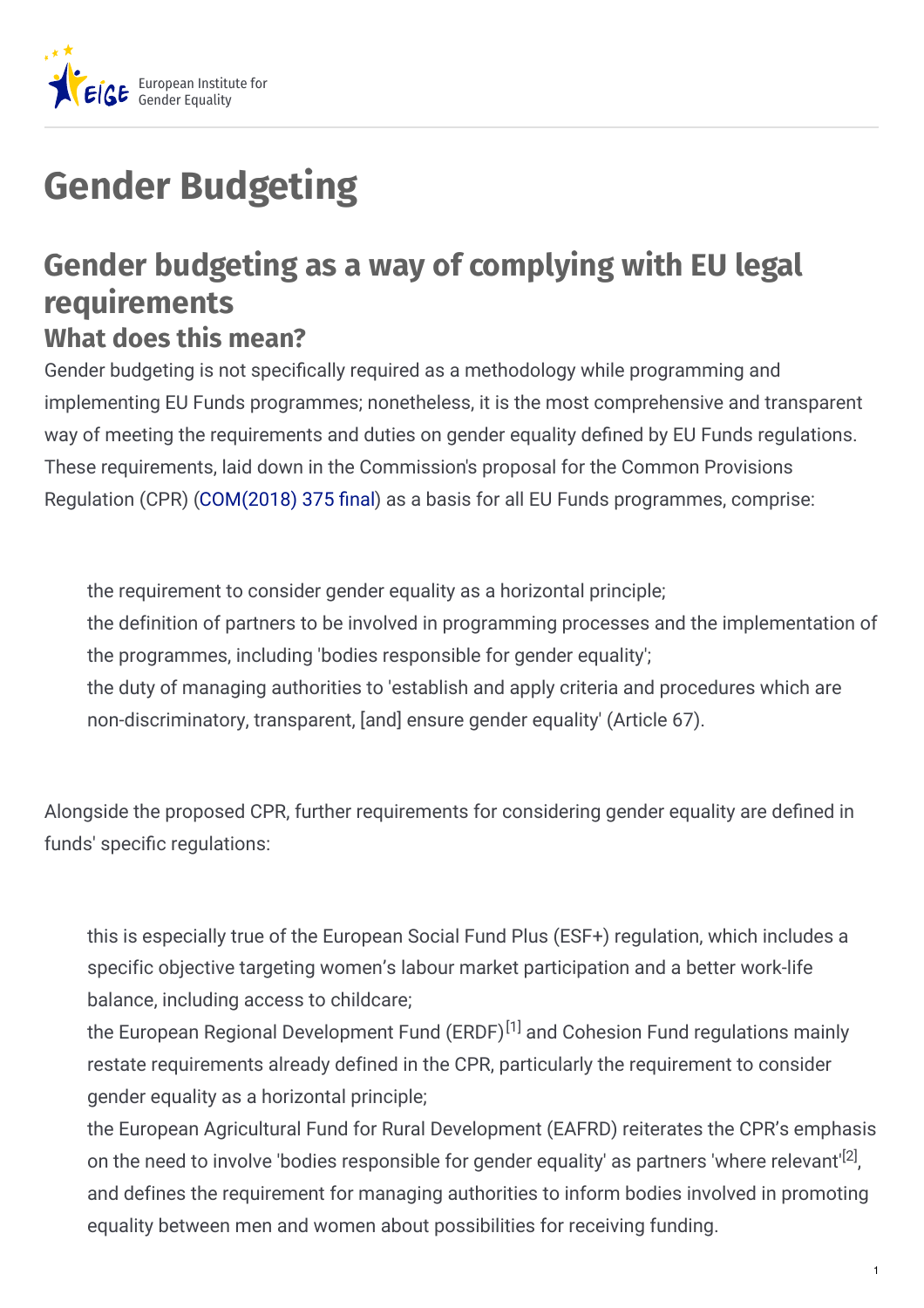# Gender Budgeting

## Gender budgeting as a way of complying with EU legal requirements

### What does this mean?

Gender budgeting is not specifically required as a methodology while programming and implementing EU Funds programmes; nonetheless, it is the most comprehensive and transparent way of meeting the requirements and duties on gender equality defined by EU Funds regulations. These requirements, laid down in the Commission's proposal for the Common Provisions Regulation (CPR) (COM(2018) 375 final) as a basis for all EU Funds programmes, comprise:

- the requirement to consider gender equality as a horizontal principle;
- the definition of partners to be involved in programming processes and the implementation of the programmes, including 'bodies responsible for gender equality';
- the duty of managing authorities to 'establish and apply criteria and procedures which are non-discriminatory, transparent, [and] ensure gender equality' (Article 67).

Alongside the proposed CPR, further requirements for considering gender equality are defined in funds' specific regulations:

- this is especially true of the European Social Fund Plus (ESF+) regulation, which includes a specific objective targeting women's labour market participation and a better work-life balance, including access to childcare;
- the European Regional Development Fund (ERDF)[1] and Cohesion Fund regulations mainly restate requirements already defined in the CPR, particularly the requirement to consider gender equality as a horizontal principle;
- the European Agricultural Fund for Rural Development (EAFRD) reiterates the CPR's emphasis on the need to involve 'bodies responsible for gender equality' as partners 'where relevant'[2], and defines the requirement for managing authorities to inform bodies involved in promoting equality between men and women about possibilities for receiving funding.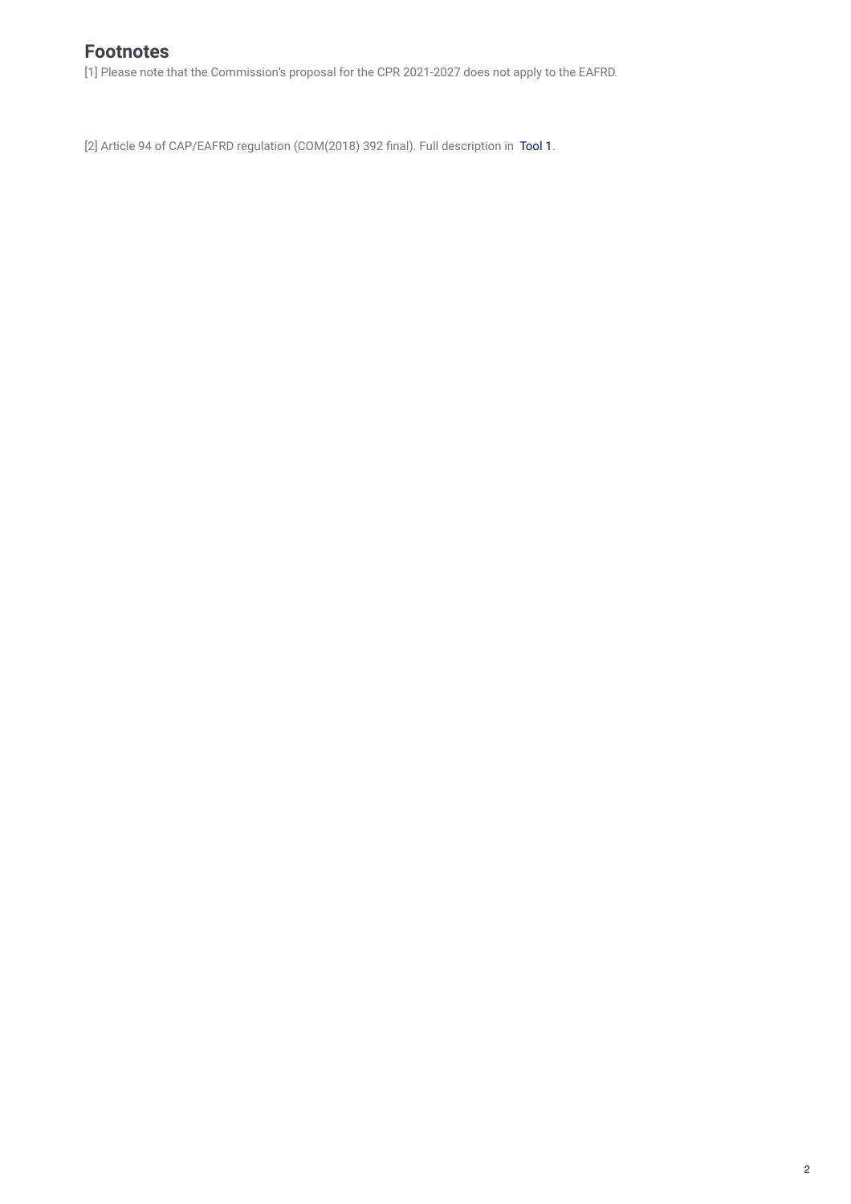## Footnotes

[1] Please note that the Commission's proposal for the CPR 2021-2027 does not apply to the EAFRD.

[2] Article 94 of CAP/EAFRD regulation (COM(2018) 392 final). Full description in Tool 1.